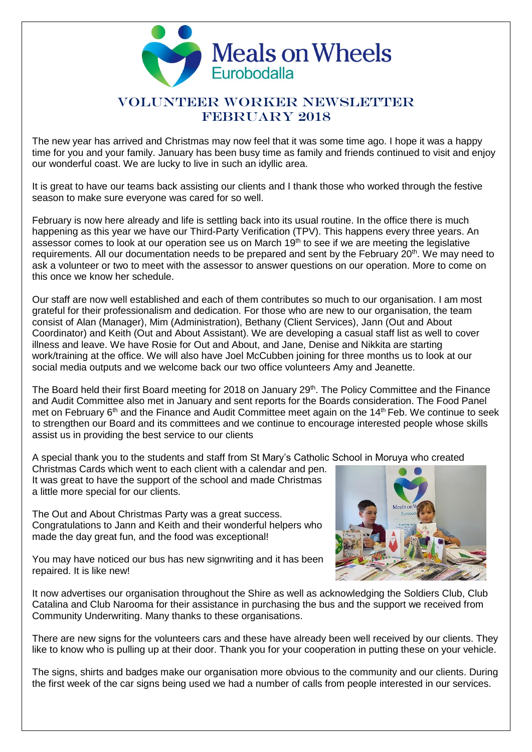# Meals on Wheels Eurobodalla

## VOLUNTEER WORKER NEWSLETTER FEBRUARY 2018

The new year has arrived and Christmas may now feel that it was some time ago. I hope it was a happy time for you and your family. January has been busy time as family and friends continued to visit and enjoy our wonderful coast. We are lucky to live in such an idyllic area.

It is great to have our teams back assisting our clients and I thank those who worked through the festive season to make sure everyone was cared for so well.

February is now here already and life is settling back into its usual routine. In the office there is much happening as this year we have our Third-Party Verification (TPV). This happens every three years. An assessor comes to look at our operation see us on March 19th to see if we are meeting the legislative requirements. All our documentation needs to be prepared and sent by the February 20th. We may need to ask a volunteer or two to meet with the assessor to answer questions on our operation. More to come on this once we know her schedule.

Our staff are now well established and each of them contributes so much to our organisation. I am most grateful for their professionalism and dedication. For those who are new to our organisation, the team consist of Alan (Manager), Mim (Administration), Bethany (Client Services), Jann (Out and About Coordinator) and Keith (Out and About Assistant). We are developing a casual staff list as well to cover illness and leave. We have Rosie for Out and About, and Jane, Denise and Nikkita are starting work/training at the office. We will also have Joel McCubben joining for three months us to look at our social media outputs and we welcome back our two office volunteers Amy and Jeanette.

The Board held their first Board meeting for 2018 on January 29th. The Policy Committee and the Finance and Audit Committee also met in January and sent reports for the Boards consideration. The Food Panel met on February 6th and the Finance and Audit Committee meet again on the 14th Feb. We continue to seek to strengthen our Board and its committees and we continue to encourage interested people whose skills assist us in providing the best service to our clients

A special thank you to the students and staff from St Mary's Catholic School in Moruya who created Christmas Cards which went to each client with a calendar and pen. It was great to have the support of the school and made Christmas a little more special for our clients.

The Out and About Christmas Party was a great success. Congratulations to Jann and Keith and their wonderful helpers who made the day great fun, and the food was exceptional!

You may have noticed our bus has new signwriting and it has been repaired. It is like new!

It now advertises our organisation throughout the Shire as well as acknowledging the Soldiers Club, Club Catalina and Club Narooma for their assistance in purchasing the bus and the support we received from Community Underwriting. Many thanks to these organisations.

There are new signs for the volunteers cars and these have already been well received by our clients. They like to know who is pulling up at their door. Thank you for your cooperation in putting these on your vehicle.

The signs, shirts and badges make our organisation more obvious to the community and our clients. During the first week of the car signs being used we had a number of calls from people interested in our services.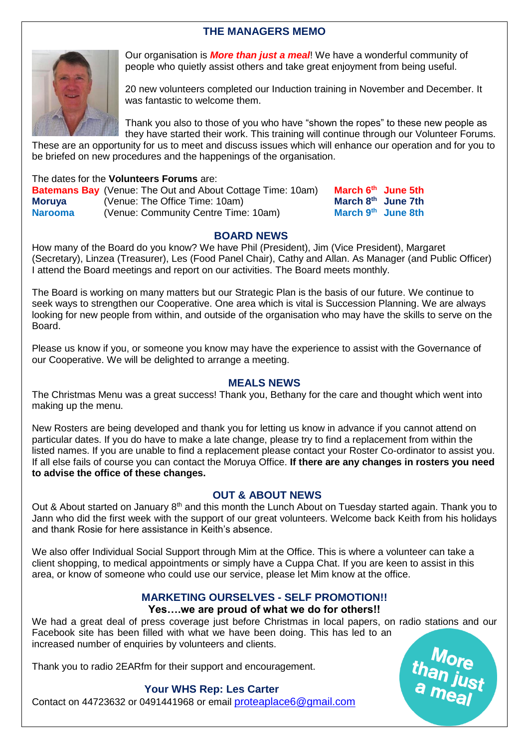## THE MANAGERS MEMO

Our organisation is ***More than just a meal***! We have a wonderful community of people who quietly assist others and take great enjoyment from being useful.

20 new volunteers completed our Induction training in November and December. It was fantastic to welcome them.

Thank you also to those of you who have "shown the ropes" to these new people as they have started their work. This training will continue through our Volunteer Forums. These are an opportunity for us to meet and discuss issues which will enhance our operation and for you to be briefed on new procedures and the happenings of the organisation.

The dates for the **Volunteers Forums** are:

| | | | |
|---|---|---|---|
| **Batemans Bay** | (Venue: The Out and About Cottage Time: 10am) | **March 6th** | **June 5th** |
| **Moruya** | (Venue: The Office Time: 10am) | **March 8th** | **June 7th** |
| **Narooma** | (Venue: Community Centre Time: 10am) | **March 9th** | **June 8th** |

## BOARD NEWS

How many of the Board do you know? We have Phil (President), Jim (Vice President), Margaret (Secretary), Linzea (Treasurer), Les (Food Panel Chair), Cathy and Allan. As Manager (and Public Officer) I attend the Board meetings and report on our activities. The Board meets monthly.

The Board is working on many matters but our Strategic Plan is the basis of our future. We continue to seek ways to strengthen our Cooperative. One area which is vital is Succession Planning. We are always looking for new people from within, and outside of the organisation who may have the skills to serve on the Board.

Please us know if you, or someone you know may have the experience to assist with the Governance of our Cooperative. We will be delighted to arrange a meeting.

## MEALS NEWS

The Christmas Menu was a great success! Thank you, Bethany for the care and thought which went into making up the menu.

New Rosters are being developed and thank you for letting us know in advance if you cannot attend on particular dates. If you do have to make a late change, please try to find a replacement from within the listed names. If you are unable to find a replacement please contact your Roster Co-ordinator to assist you. If all else fails of course you can contact the Moruya Office. **If there are any changes in rosters you need to advise the office of these changes.**

## OUT & ABOUT NEWS

Out & About started on January 8th and this month the Lunch About on Tuesday started again. Thank you to Jann who did the first week with the support of our great volunteers. Welcome back Keith from his holidays and thank Rosie for here assistance in Keith's absence.

We also offer Individual Social Support through Mim at the Office. This is where a volunteer can take a client shopping, to medical appointments or simply have a Cuppa Chat. If you are keen to assist in this area, or know of someone who could use our service, please let Mim know at the office.

## MARKETING OURSELVES - SELF PROMOTION!!

**Yes….we are proud of what we do for others!!**

We had a great deal of press coverage just before Christmas in local papers, on radio stations and our Facebook site has been filled with what we have been doing. This has led to an increased number of enquiries by volunteers and clients.

Thank you to radio 2EARfm for their support and encouragement.

### Your WHS Rep: Les Carter

Contact on 44723632 or 0491441968 or email proteaplace6@gmail.com

More than just a meal